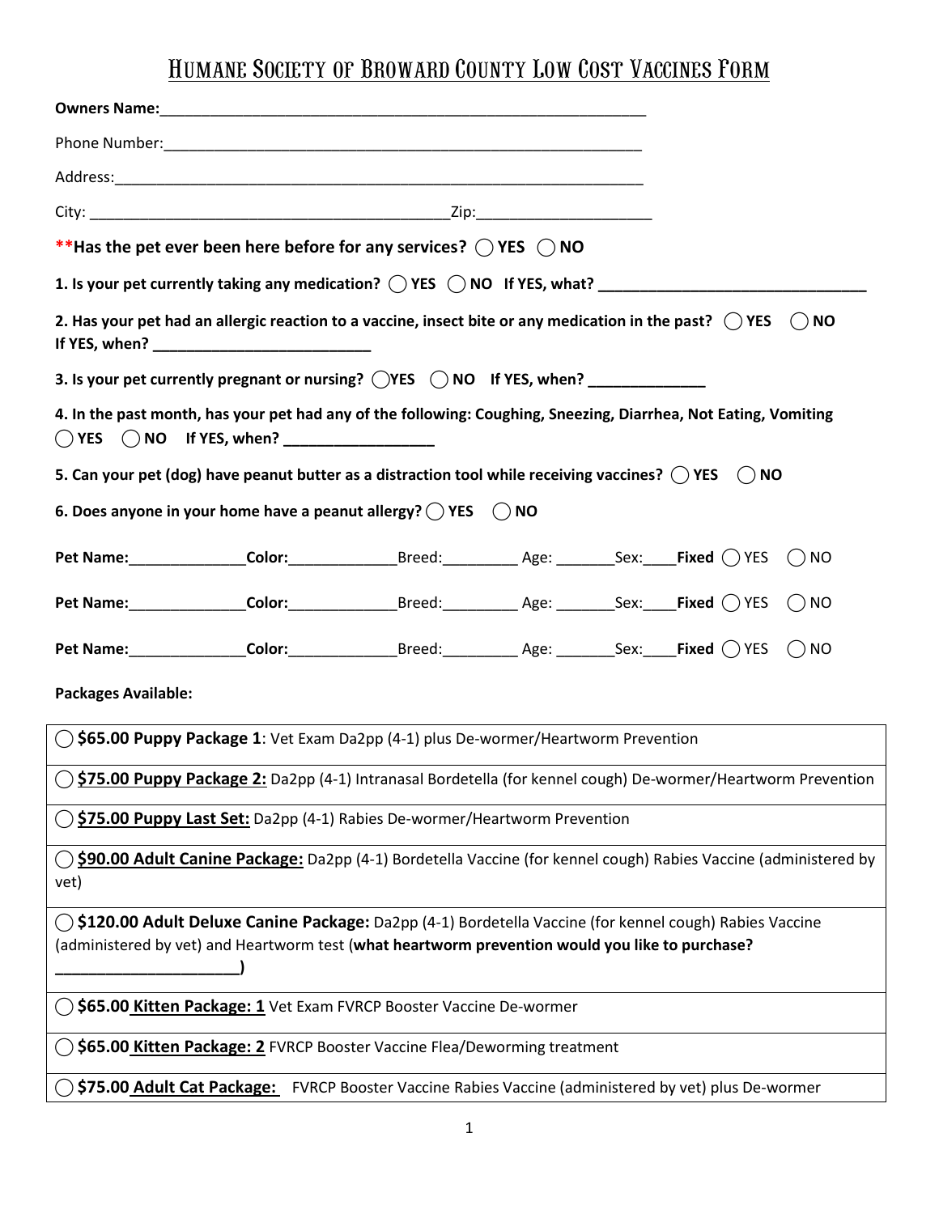# Humane Society of Broward County Low Cost Vaccines Form

**Owners Name:**___________________________________________________________

Phone Number:___________________________________________________________

Address:________________________________________________________________

City: ____________________________________________Zip:____________________

****Has the pet ever been here before for any services?** ◯ **YES** ◯ **NO**

**1. Is your pet currently taking any medication?** ◯ **YES** ◯ **NO** **If YES, what? ________________________________**

**2. Has your pet had an allergic reaction to a vaccine, insect bite or any medication in the past?** ◯ **YES** ◯ **NO**
**If YES, when? _________________________**

**3. Is your pet currently pregnant or nursing?** ◯**YES** ◯ **NO** **If YES, when?** _____________

**4. In the past month, has your pet had any of the following: Coughing, Sneezing, Diarrhea, Not Eating, Vomiting**
◯ **YES** ◯ **NO** **If YES, when? _________________**

**5. Can your pet (dog) have peanut butter as a distraction tool while receiving vaccines?** ◯ **YES** ◯ **NO**

**6. Does anyone in your home have a peanut allergy?** ◯ **YES** ◯ **NO**

**Pet Name:**______________**Color:**_____________Breed:_________ Age: _______Sex:____**Fixed** ◯ YES ◯ NO

**Pet Name:**______________**Color:**_____________Breed:_________ Age: _______Sex:____**Fixed** ◯ YES ◯ NO

**Pet Name:**______________**Color:**_____________Breed:_________ Age: _______Sex:____**Fixed** ◯ YES ◯ NO

**Packages Available:**

| |
|---|
| ◯ **$65.00 Puppy Package 1**: Vet Exam Da2pp (4-1) plus De-wormer/Heartworm Prevention |
| ◯ **$75.00 Puppy Package 2:** Da2pp (4-1) Intranasal Bordetella (for kennel cough) De-wormer/Heartworm Prevention |
| ◯ **$75.00 Puppy Last Set:** Da2pp (4-1) Rabies De-wormer/Heartworm Prevention |
| ◯ **$90.00 Adult Canine Package:** Da2pp (4-1) Bordetella Vaccine (for kennel cough) Rabies Vaccine (administered by vet) |
| ◯ **$120.00 Adult Deluxe Canine Package:** Da2pp (4-1) Bordetella Vaccine (for kennel cough) Rabies Vaccine (administered by vet) and Heartworm test (**what heartworm prevention would you like to purchase? ______________________)** |
| ◯ **$65.00 Kitten Package: 1** Vet Exam FVRCP Booster Vaccine De-wormer |
| ◯ **$65.00 Kitten Package: 2** FVRCP Booster Vaccine Flea/Deworming treatment |
| ◯ **$75.00 Adult Cat Package:** FVRCP Booster Vaccine Rabies Vaccine (administered by vet) plus De-wormer |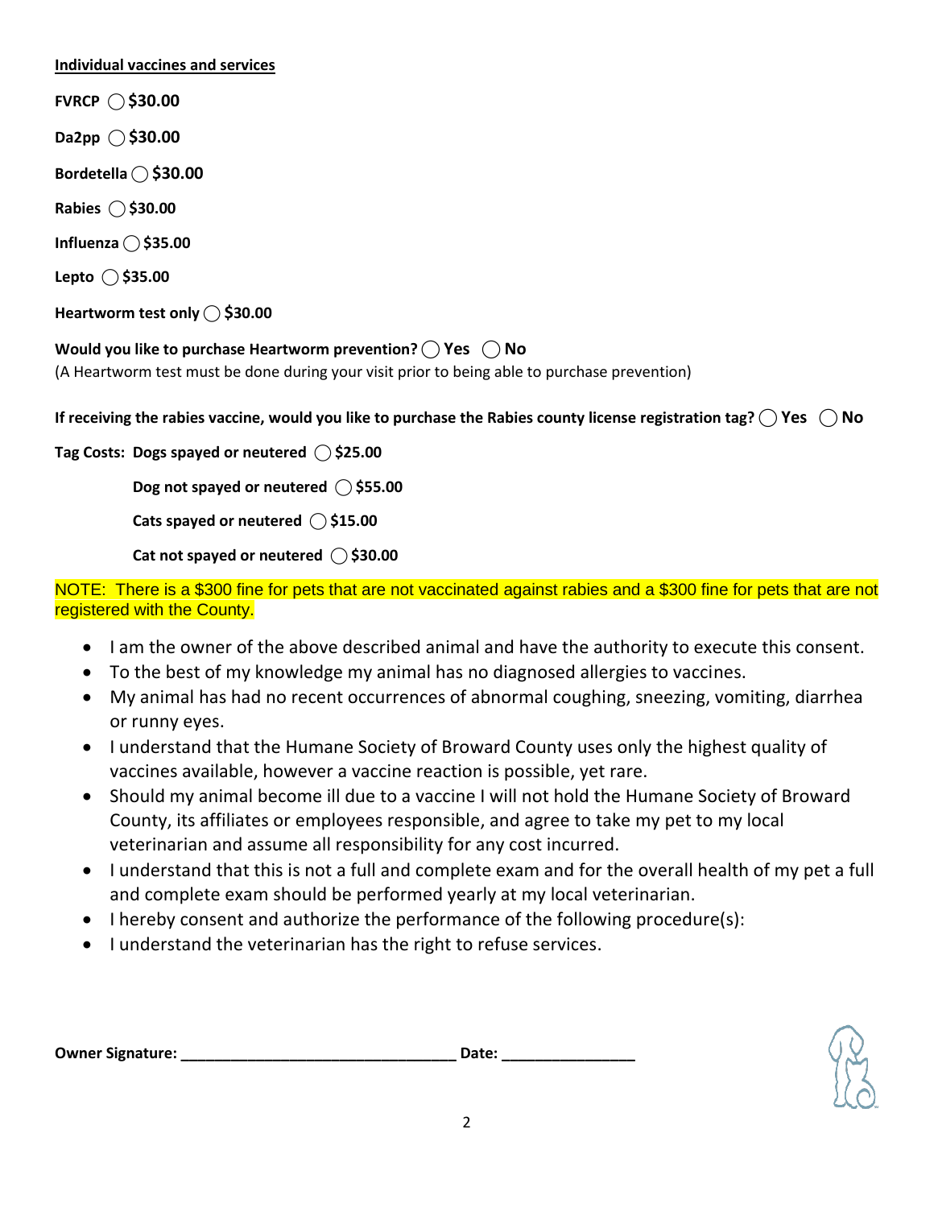**Individual vaccines and services**

**FVRCP** ◯ **$30.00**

**Da2pp** ◯ **$30.00**

**Bordetella** ◯ **$30.00**

**Rabies** ◯ **$30.00**

**Influenza** ◯ **$35.00**

**Lepto** ◯ **$35.00**

**Heartworm test only** ◯ **$30.00**

**Would you like to purchase Heartworm prevention?** ◯ **Yes** ◯ **No**
(A Heartworm test must be done during your visit prior to being able to purchase prevention)

**If receiving the rabies vaccine, would you like to purchase the Rabies county license registration tag?** ◯ **Yes** ◯ **No**

**Tag Costs: Dogs spayed or neutered** ◯ **$25.00**

**Dog not spayed or neutered** ◯ **$55.00**

**Cats spayed or neutered** ◯ **$15.00**

**Cat not spayed or neutered** ◯ **$30.00**

NOTE: There is a $300 fine for pets that are not vaccinated against rabies and a $300 fine for pets that are not registered with the County.

- I am the owner of the above described animal and have the authority to execute this consent.
- To the best of my knowledge my animal has no diagnosed allergies to vaccines.
- My animal has had no recent occurrences of abnormal coughing, sneezing, vomiting, diarrhea or runny eyes.
- I understand that the Humane Society of Broward County uses only the highest quality of vaccines available, however a vaccine reaction is possible, yet rare.
- Should my animal become ill due to a vaccine I will not hold the Humane Society of Broward County, its affiliates or employees responsible, and agree to take my pet to my local veterinarian and assume all responsibility for any cost incurred.
- I understand that this is not a full and complete exam and for the overall health of my pet a full and complete exam should be performed yearly at my local veterinarian.
- I hereby consent and authorize the performance of the following procedure(s):
- I understand the veterinarian has the right to refuse services.

**Owner Signature:** ________________________________ **Date:** _______________